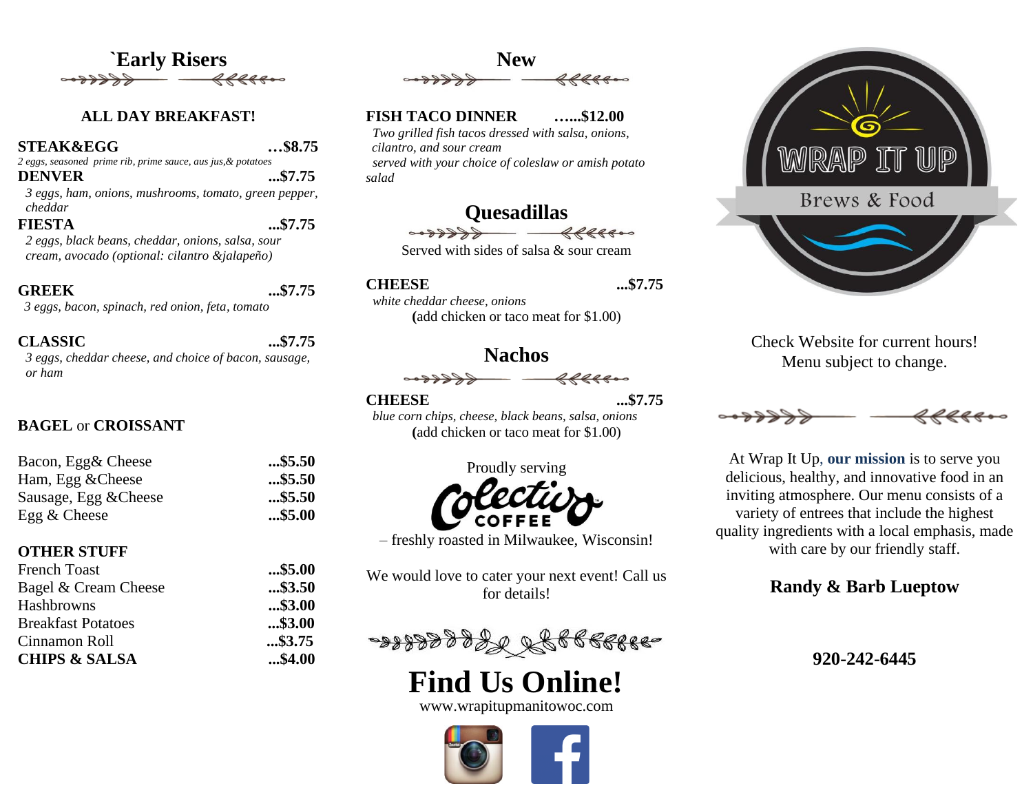# `Early Risers

## ALL DAY BREAKFAST!

**STEAK&EGG** …$8.75
*2 eggs, seasoned prime rib, prime sauce, aus jus,& potatoes*

**DENVER** ...$7.75
*3 eggs, ham, onions, mushrooms, tomato, green pepper, cheddar*

**FIESTA** ...$7.75
*2 eggs, black beans, cheddar, onions, salsa, sour cream, avocado (optional: cilantro &jalapeño)*

**GREEK** ...$7.75
*3 eggs, bacon, spinach, red onion, feta, tomato*

**CLASSIC** ...$7.75
*3 eggs, cheddar cheese, and choice of bacon, sausage, or ham*

**BAGEL** or **CROISSANT**

| Item | Price |
|---|---|
| Bacon, Egg& Cheese | **...$5.50** |
| Ham, Egg &Cheese | **...$5.50** |
| Sausage, Egg &Cheese | **...$5.50** |
| Egg & Cheese | **...$5.00** |

**OTHER STUFF**

| Item | Price |
|---|---|
| French Toast | **...$5.00** |
| Bagel & Cream Cheese | **...$3.50** |
| Hashbrowns | **...$3.00** |
| Breakfast Potatoes | **...$3.00** |
| Cinnamon Roll | **...$3.75** |
| **CHIPS & SALSA** | **...$4.00** |

# New

**FISH TACO DINNER** **…...$12.00**
*Two grilled fish tacos dressed with salsa, onions, cilantro, and sour cream*
*served with your choice of coleslaw or amish potato salad*

# Quesadillas

Served with sides of salsa & sour cream

**CHEESE** ...$7.75
*white cheddar cheese, onions*
**(**add chicken or taco meat for $1.00)

# Nachos

**CHEESE** ...$7.75
*blue corn chips, cheese, black beans, salsa, onions*
**(**add chicken or taco meat for $1.00)

Proudly serving

Colectivo COFFEE

– freshly roasted in Milwaukee, Wisconsin!

We would love to cater your next event! Call us for details!

# Find Us Online!

www.wrapitupmanitowoc.com

WRAP IT UP
Brews & Food

Check Website for current hours!
Menu subject to change.

At Wrap It Up, **our mission** is to serve you delicious, healthy, and innovative food in an inviting atmosphere. Our menu consists of a variety of entrees that include the highest quality ingredients with a local emphasis, made with care by our friendly staff.

**Randy & Barb Lueptow**

**920-242-6445**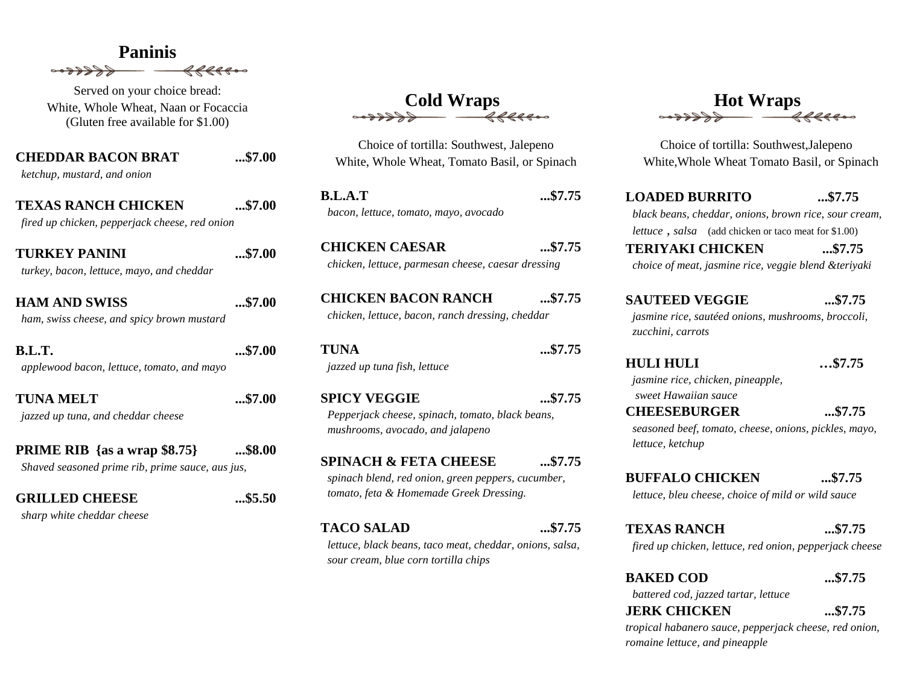## Paninis

Served on your choice bread:
White, Whole Wheat, Naan or Focaccia
(Gluten free available for $1.00)

**CHEDDAR BACON BRAT** **...$7.00**
*ketchup, mustard, and onion*

**TEXAS RANCH CHICKEN** **...$7.00**
*fired up chicken, pepperjack cheese, red onion*

**TURKEY PANINI** **...$7.00**
*turkey, bacon, lettuce, mayo, and cheddar*

**HAM AND SWISS** **...$7.00**
*ham, swiss cheese, and spicy brown mustard*

**B.L.T.** **...$7.00**
*applewood bacon, lettuce, tomato, and mayo*

**TUNA MELT** **...$7.00**
*jazzed up tuna, and cheddar cheese*

**PRIME RIB {as a wrap $8.75}** **...$8.00**
*Shaved seasoned prime rib, prime sauce, aus jus,*

**GRILLED CHEESE** **...$5.50**
*sharp white cheddar cheese*

## Cold Wraps

Choice of tortilla: Southwest, Jalepeno
White, Whole Wheat, Tomato Basil, or Spinach

**B.L.A.T** **...$7.75**
*bacon, lettuce, tomato, mayo, avocado*

**CHICKEN CAESAR** **...$7.75**
*chicken, lettuce, parmesan cheese, caesar dressing*

**CHICKEN BACON RANCH** **...$7.75**
*chicken, lettuce, bacon, ranch dressing, cheddar*

**TUNA** **...$7.75**
*jazzed up tuna fish, lettuce*

**SPICY VEGGIE** **...$7.75**
*Pepperjack cheese, spinach, tomato, black beans, mushrooms, avocado, and jalapeno*

**SPINACH & FETA CHEESE** **...$7.75**
*spinach blend, red onion, green peppers, cucumber, tomato, feta & Homemade Greek Dressing.*

**TACO SALAD** **...$7.75**
*lettuce, black beans, taco meat, cheddar, onions, salsa, sour cream, blue corn tortilla chips*

## Hot Wraps

Choice of tortilla: Southwest,Jalepeno
White,Whole Wheat Tomato Basil, or Spinach

**LOADED BURRITO** **...$7.75**
*black beans, cheddar, onions, brown rice, sour cream, lettuce , salsa* (add chicken or taco meat for $1.00)

**TERIYAKI CHICKEN** **...$7.75**
*choice of meat, jasmine rice, veggie blend &teriyaki*

**SAUTEED VEGGIE** **...$7.75**
*jasmine rice, sautéed onions, mushrooms, broccoli, zucchini, carrots*

**HULI HULI** **…$7.75**
*jasmine rice, chicken, pineapple, sweet Hawaiian sauce*

**CHEESEBURGER** **...$7.75**
*seasoned beef, tomato, cheese, onions, pickles, mayo, lettuce, ketchup*

**BUFFALO CHICKEN** **...$7.75**
*lettuce, bleu cheese, choice of mild or wild sauce*

**TEXAS RANCH** **...$7.75**
*fired up chicken, lettuce, red onion, pepperjack cheese*

**BAKED COD** **...$7.75**
*battered cod, jazzed tartar, lettuce*

**JERK CHICKEN** **...$7.75**
*tropical habanero sauce, pepperjack cheese, red onion, romaine lettuce, and pineapple*